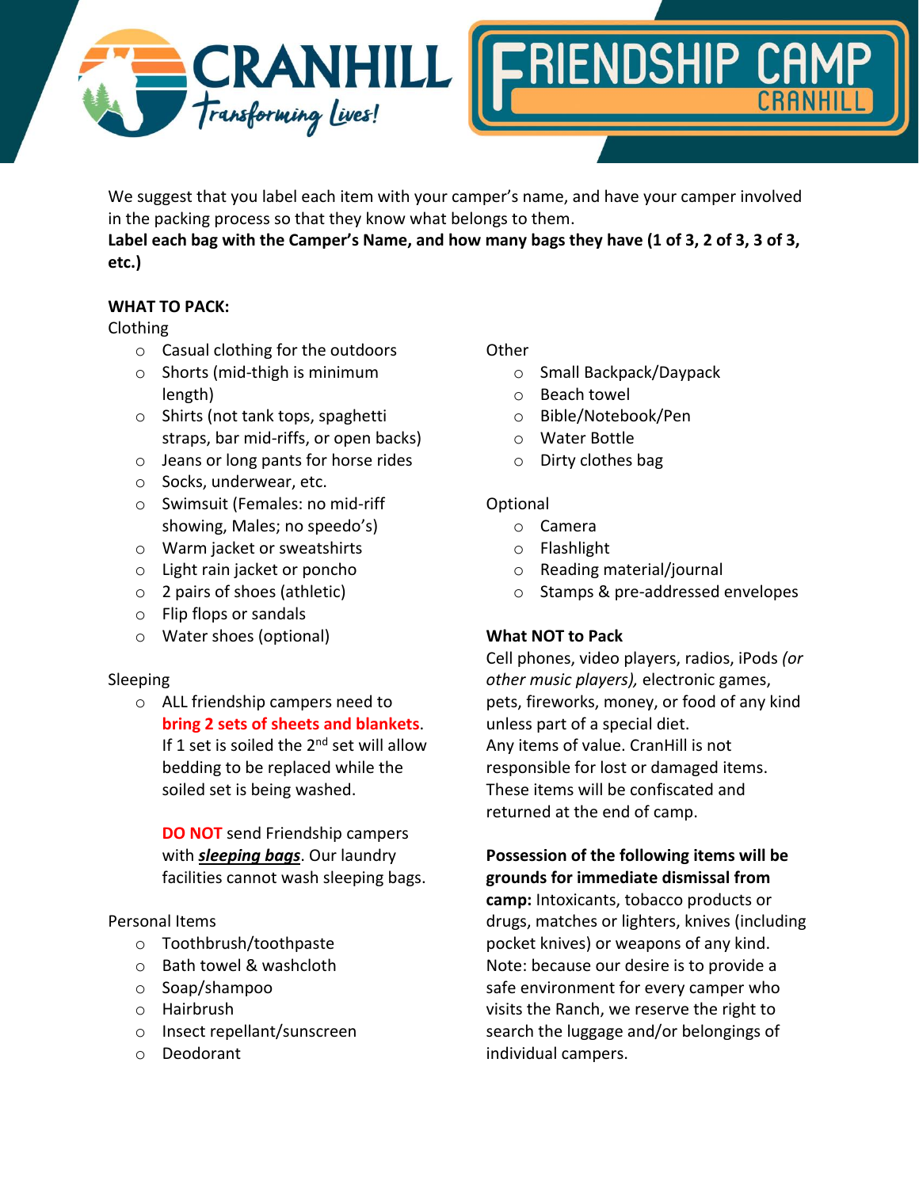# CRANHILL Transforming Lives! — FRIENDSHIP CAMP CRANHILL

We suggest that you label each item with your camper's name, and have your camper involved in the packing process so that they know what belongs to them.

**Label each bag with the Camper's Name, and how many bags they have (1 of 3, 2 of 3, 3 of 3, etc.)**

**WHAT TO PACK:**

Clothing

- Casual clothing for the outdoors
- Shorts (mid-thigh is minimum length)
- Shirts (not tank tops, spaghetti straps, bar mid-riffs, or open backs)
- Jeans or long pants for horse rides
- Socks, underwear, etc.
- Swimsuit (Females: no mid-riff showing, Males; no speedo's)
- Warm jacket or sweatshirts
- Light rain jacket or poncho
- 2 pairs of shoes (athletic)
- Flip flops or sandals
- Water shoes (optional)

Sleeping

- ALL friendship campers need to **bring 2 sets of sheets and blankets**. If 1 set is soiled the 2nd set will allow bedding to be replaced while the soiled set is being washed.

  **DO NOT** send Friendship campers with ***sleeping bags***. Our laundry facilities cannot wash sleeping bags.

Personal Items

- Toothbrush/toothpaste
- Bath towel & washcloth
- Soap/shampoo
- Hairbrush
- Insect repellant/sunscreen
- Deodorant

Other

- Small Backpack/Daypack
- Beach towel
- Bible/Notebook/Pen
- Water Bottle
- Dirty clothes bag

Optional

- Camera
- Flashlight
- Reading material/journal
- Stamps & pre-addressed envelopes

**What NOT to Pack**

Cell phones, video players, radios, iPods *(or other music players),* electronic games, pets, fireworks, money, or food of any kind unless part of a special diet.
Any items of value. CranHill is not responsible for lost or damaged items. These items will be confiscated and returned at the end of camp.

**Possession of the following items will be grounds for immediate dismissal from camp:** Intoxicants, tobacco products or drugs, matches or lighters, knives (including pocket knives) or weapons of any kind. Note: because our desire is to provide a safe environment for every camper who visits the Ranch, we reserve the right to search the luggage and/or belongings of individual campers.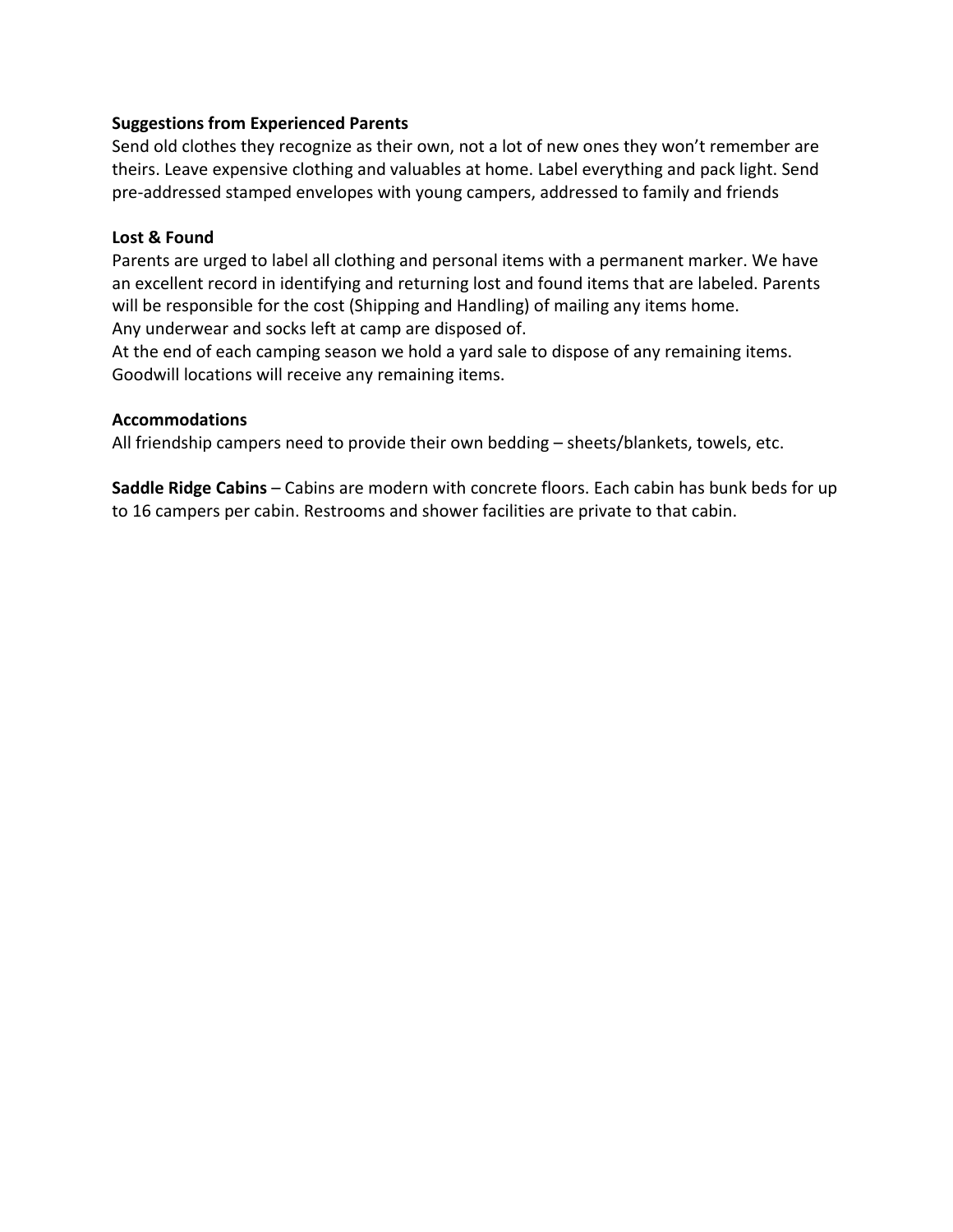**Suggestions from Experienced Parents**

Send old clothes they recognize as their own, not a lot of new ones they won't remember are theirs. Leave expensive clothing and valuables at home. Label everything and pack light. Send pre-addressed stamped envelopes with young campers, addressed to family and friends

**Lost & Found**

Parents are urged to label all clothing and personal items with a permanent marker. We have an excellent record in identifying and returning lost and found items that are labeled. Parents will be responsible for the cost (Shipping and Handling) of mailing any items home.
Any underwear and socks left at camp are disposed of.
At the end of each camping season we hold a yard sale to dispose of any remaining items. Goodwill locations will receive any remaining items.

**Accommodations**

All friendship campers need to provide their own bedding – sheets/blankets, towels, etc.

**Saddle Ridge Cabins** – Cabins are modern with concrete floors. Each cabin has bunk beds for up to 16 campers per cabin. Restrooms and shower facilities are private to that cabin.